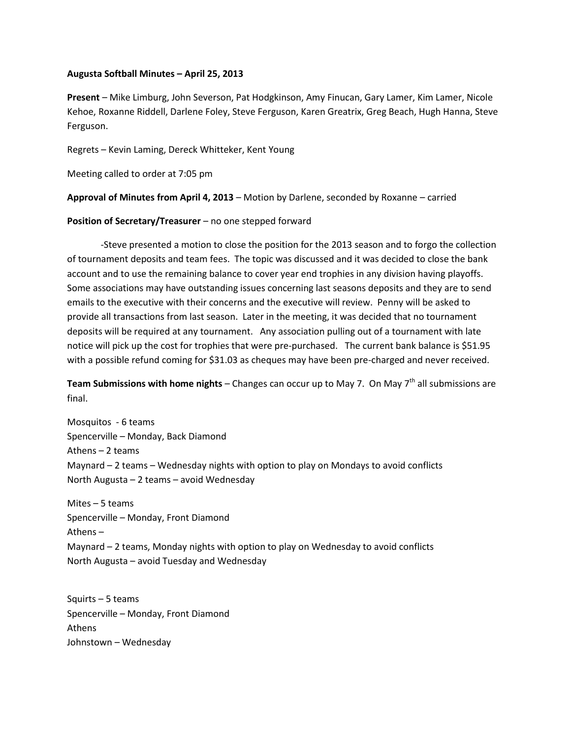**Augusta Softball Minutes – April 25, 2013**

**Present** – Mike Limburg, John Severson, Pat Hodgkinson, Amy Finucan, Gary Lamer, Kim Lamer, Nicole Kehoe, Roxanne Riddell, Darlene Foley, Steve Ferguson, Karen Greatrix, Greg Beach, Hugh Hanna, Steve Ferguson.

Regrets – Kevin Laming, Dereck Whitteker, Kent Young

Meeting called to order at 7:05 pm

**Approval of Minutes from April 4, 2013** – Motion by Darlene, seconded by Roxanne – carried

**Position of Secretary/Treasurer** – no one stepped forward

-Steve presented a motion to close the position for the 2013 season and to forgo the collection of tournament deposits and team fees. The topic was discussed and it was decided to close the bank account and to use the remaining balance to cover year end trophies in any division having playoffs. Some associations may have outstanding issues concerning last seasons deposits and they are to send emails to the executive with their concerns and the executive will review. Penny will be asked to provide all transactions from last season. Later in the meeting, it was decided that no tournament deposits will be required at any tournament. Any association pulling out of a tournament with late notice will pick up the cost for trophies that were pre-purchased. The current bank balance is $51.95 with a possible refund coming for $31.03 as cheques may have been pre-charged and never received.

**Team Submissions with home nights** – Changes can occur up to May 7. On May 7th all submissions are final.

Mosquitos - 6 teams
Spencerville – Monday, Back Diamond
Athens – 2 teams
Maynard – 2 teams – Wednesday nights with option to play on Mondays to avoid conflicts
North Augusta – 2 teams – avoid Wednesday

Mites – 5 teams
Spencerville – Monday, Front Diamond
Athens –
Maynard – 2 teams, Monday nights with option to play on Wednesday to avoid conflicts
North Augusta – avoid Tuesday and Wednesday

Squirts – 5 teams
Spencerville – Monday, Front Diamond
Athens
Johnstown – Wednesday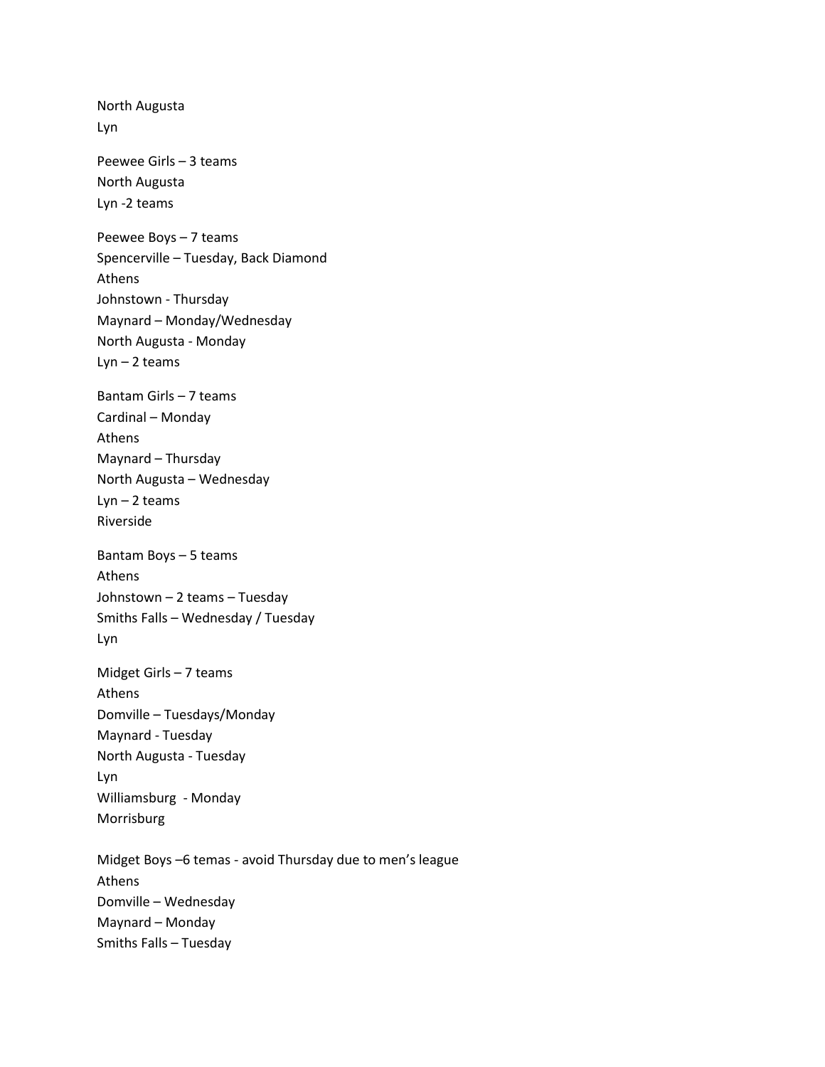North Augusta
Lyn

Peewee Girls – 3 teams
North Augusta
Lyn -2 teams

Peewee Boys – 7 teams
Spencerville – Tuesday, Back Diamond
Athens
Johnstown - Thursday
Maynard – Monday/Wednesday
North Augusta - Monday
Lyn – 2 teams

Bantam Girls – 7 teams
Cardinal – Monday
Athens
Maynard – Thursday
North Augusta – Wednesday
Lyn – 2 teams
Riverside

Bantam Boys – 5 teams
Athens
Johnstown – 2 teams – Tuesday
Smiths Falls – Wednesday / Tuesday
Lyn

Midget Girls – 7 teams
Athens
Domville – Tuesdays/Monday
Maynard - Tuesday
North Augusta - Tuesday
Lyn
Williamsburg - Monday
Morrisburg

Midget Boys –6 temas - avoid Thursday due to men's league
Athens
Domville – Wednesday
Maynard – Monday
Smiths Falls – Tuesday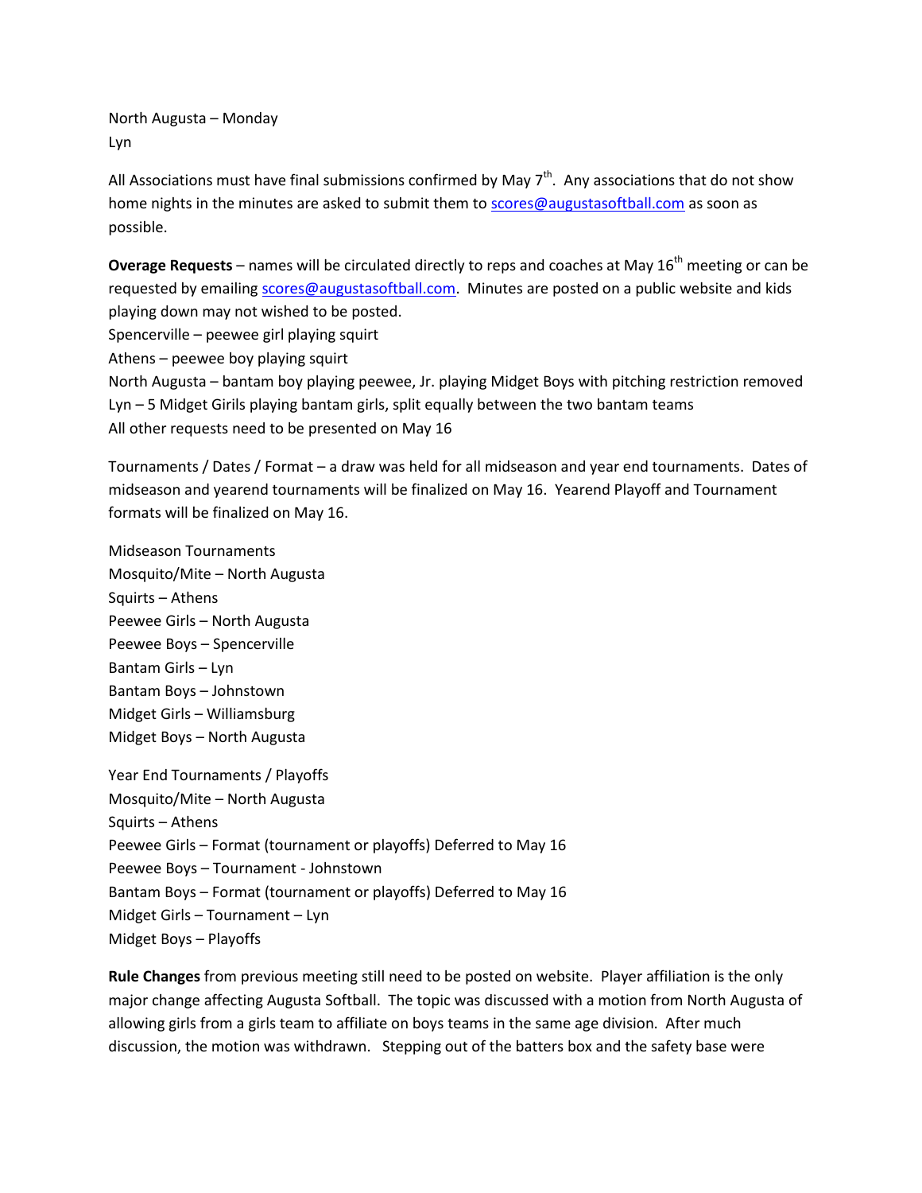North Augusta – Monday
Lyn

All Associations must have final submissions confirmed by May 7th. Any associations that do not show home nights in the minutes are asked to submit them to scores@augustasoftball.com as soon as possible.

**Overage Requests** – names will be circulated directly to reps and coaches at May 16th meeting or can be requested by emailing scores@augustasoftball.com. Minutes are posted on a public website and kids playing down may not wished to be posted.
Spencerville – peewee girl playing squirt
Athens – peewee boy playing squirt
North Augusta – bantam boy playing peewee, Jr. playing Midget Boys with pitching restriction removed
Lyn – 5 Midget Girils playing bantam girls, split equally between the two bantam teams
All other requests need to be presented on May 16

Tournaments / Dates / Format – a draw was held for all midseason and year end tournaments. Dates of midseason and yearend tournaments will be finalized on May 16. Yearend Playoff and Tournament formats will be finalized on May 16.

Midseason Tournaments
Mosquito/Mite – North Augusta
Squirts – Athens
Peewee Girls – North Augusta
Peewee Boys – Spencerville
Bantam Girls – Lyn
Bantam Boys – Johnstown
Midget Girls – Williamsburg
Midget Boys – North Augusta

Year End Tournaments / Playoffs
Mosquito/Mite – North Augusta
Squirts – Athens
Peewee Girls – Format (tournament or playoffs) Deferred to May 16
Peewee Boys – Tournament - Johnstown
Bantam Boys – Format (tournament or playoffs) Deferred to May 16
Midget Girls – Tournament – Lyn
Midget Boys – Playoffs

**Rule Changes** from previous meeting still need to be posted on website. Player affiliation is the only major change affecting Augusta Softball. The topic was discussed with a motion from North Augusta of allowing girls from a girls team to affiliate on boys teams in the same age division. After much discussion, the motion was withdrawn. Stepping out of the batters box and the safety base were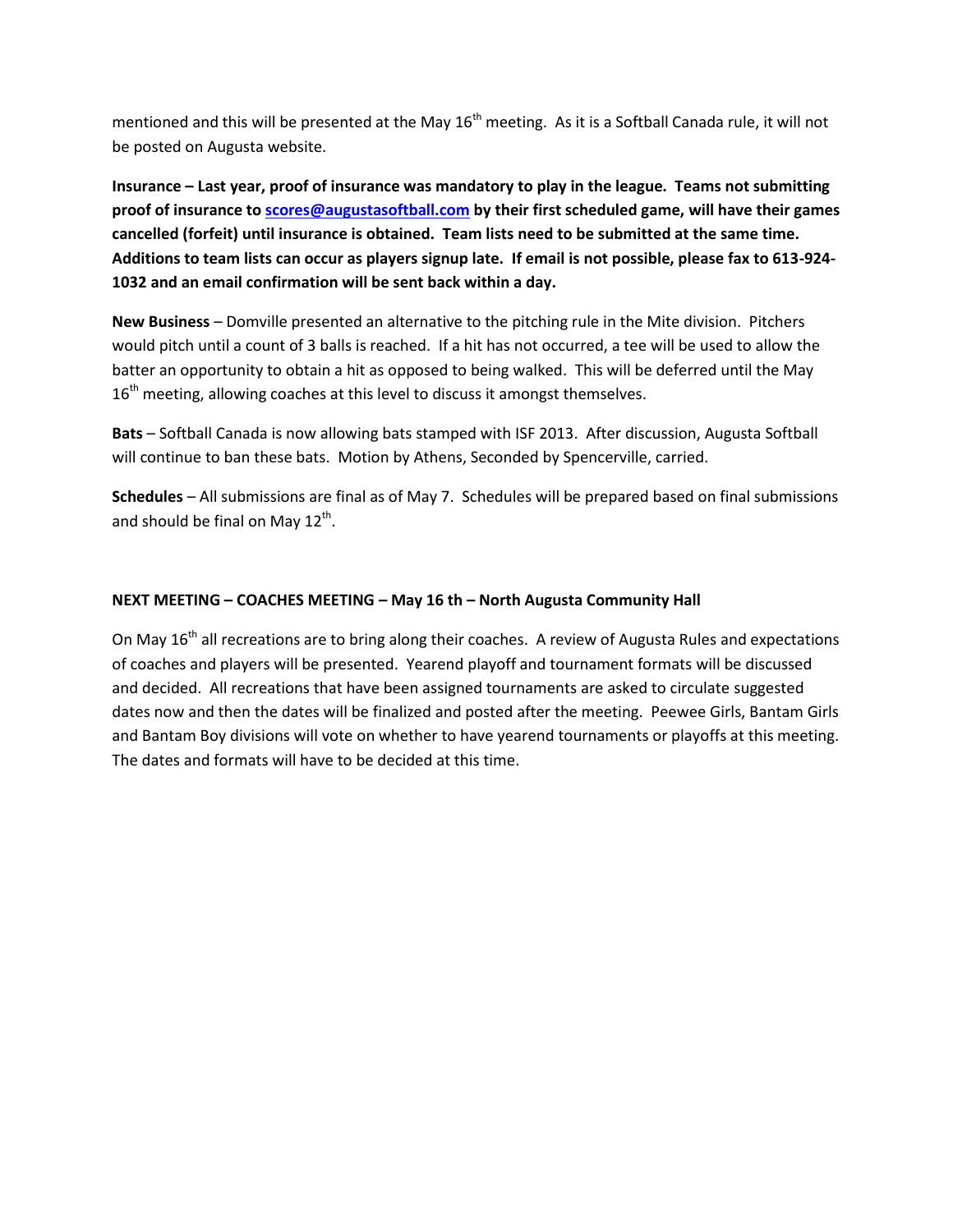mentioned and this will be presented at the May 16th meeting. As it is a Softball Canada rule, it will not be posted on Augusta website.

**Insurance – Last year, proof of insurance was mandatory to play in the league. Teams not submitting proof of insurance to scores@augustasoftball.com by their first scheduled game, will have their games cancelled (forfeit) until insurance is obtained. Team lists need to be submitted at the same time. Additions to team lists can occur as players signup late. If email is not possible, please fax to 613-924-1032 and an email confirmation will be sent back within a day.**

**New Business** – Domville presented an alternative to the pitching rule in the Mite division. Pitchers would pitch until a count of 3 balls is reached. If a hit has not occurred, a tee will be used to allow the batter an opportunity to obtain a hit as opposed to being walked. This will be deferred until the May 16th meeting, allowing coaches at this level to discuss it amongst themselves.

**Bats** – Softball Canada is now allowing bats stamped with ISF 2013. After discussion, Augusta Softball will continue to ban these bats. Motion by Athens, Seconded by Spencerville, carried.

**Schedules** – All submissions are final as of May 7. Schedules will be prepared based on final submissions and should be final on May 12th.

**NEXT MEETING – COACHES MEETING – May 16 th – North Augusta Community Hall**

On May 16th all recreations are to bring along their coaches. A review of Augusta Rules and expectations of coaches and players will be presented. Yearend playoff and tournament formats will be discussed and decided. All recreations that have been assigned tournaments are asked to circulate suggested dates now and then the dates will be finalized and posted after the meeting. Peewee Girls, Bantam Girls and Bantam Boy divisions will vote on whether to have yearend tournaments or playoffs at this meeting. The dates and formats will have to be decided at this time.